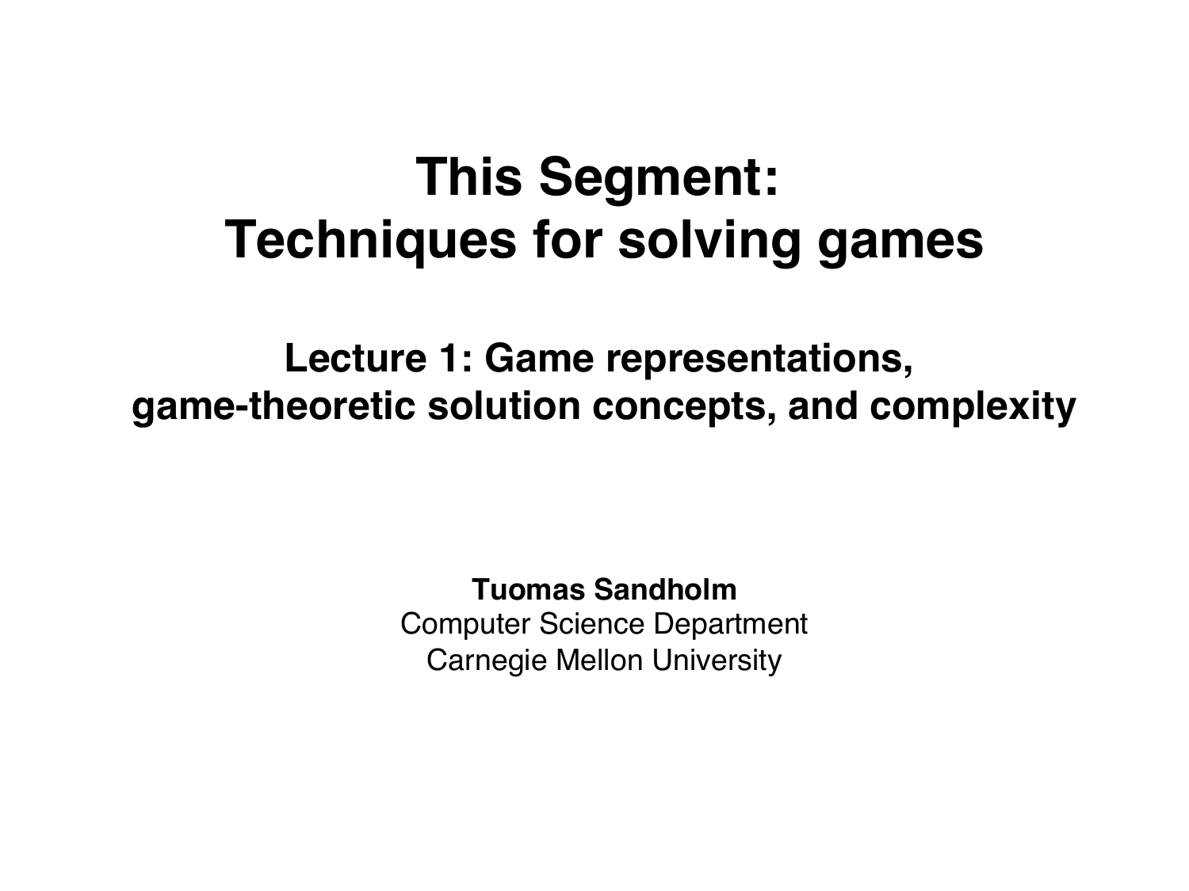# This Segment: Techniques for solving games

## Lecture 1: Game representations, game-theoretic solution concepts, and complexity

**Tuomas Sandholm**
Computer Science Department
Carnegie Mellon University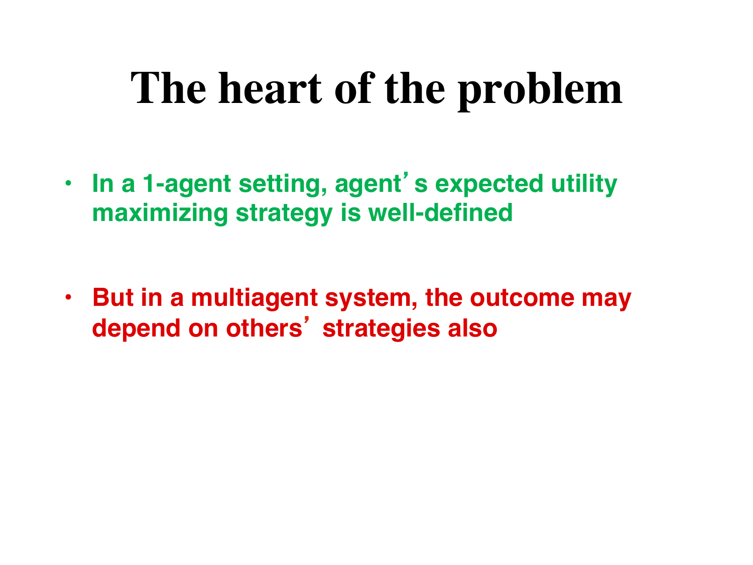# The heart of the problem

- **In a 1-agent setting, agent's expected utility maximizing strategy is well-defined**

- **But in a multiagent system, the outcome may depend on others' strategies also**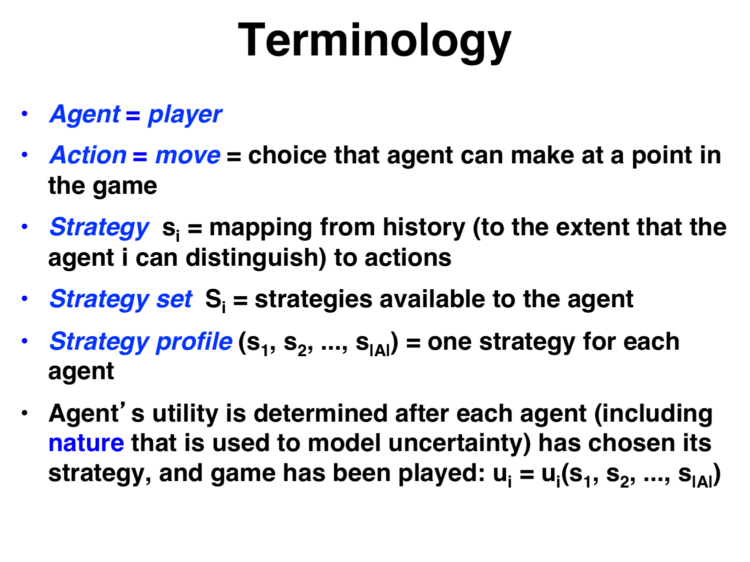# Terminology

- ***Agent = player***
- ***Action = move*** = choice that agent can make at a point in the game
- ***Strategy*** $s_i$ = mapping from history (to the extent that the agent i can distinguish) to actions
- ***Strategy set*** $S_i$ = strategies available to the agent
- ***Strategy profile*** $(s_1, s_2, ..., s_{|A|})$ = one strategy for each agent
- Agent's utility is determined after each agent (including nature that is used to model uncertainty) has chosen its strategy, and game has been played: $u_i = u_i(s_1, s_2, ..., s_{|A|})$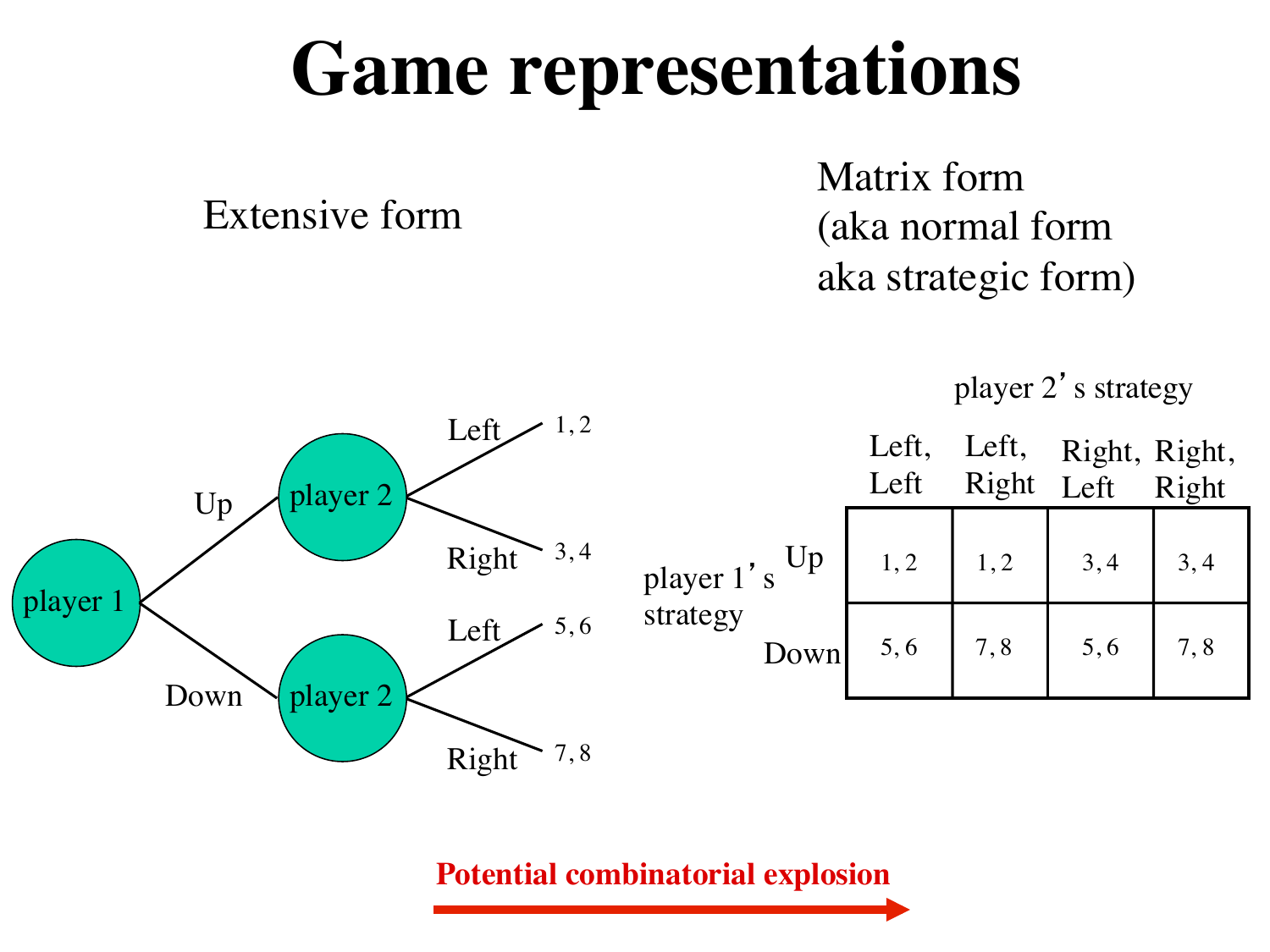# Game representations

## Extensive form

player 1 → Up → player 2 → Left: 1, 2

player 1 → Up → player 2 → Right: 3, 4

player 1 → Down → player 2 → Left: 5, 6

player 1 → Down → player 2 → Right: 7, 8

## Matrix form (aka normal form aka strategic form)

player 2's strategy (columns); player 1's strategy (rows)

| | Left, Left | Left, Right | Right, Left | Right, Right |
|---|---|---|---|---|
| Up | 1, 2 | 1, 2 | 3, 4 | 3, 4 |
| Down | 5, 6 | 7, 8 | 5, 6 | 7, 8 |

**Potential combinatorial explosion** →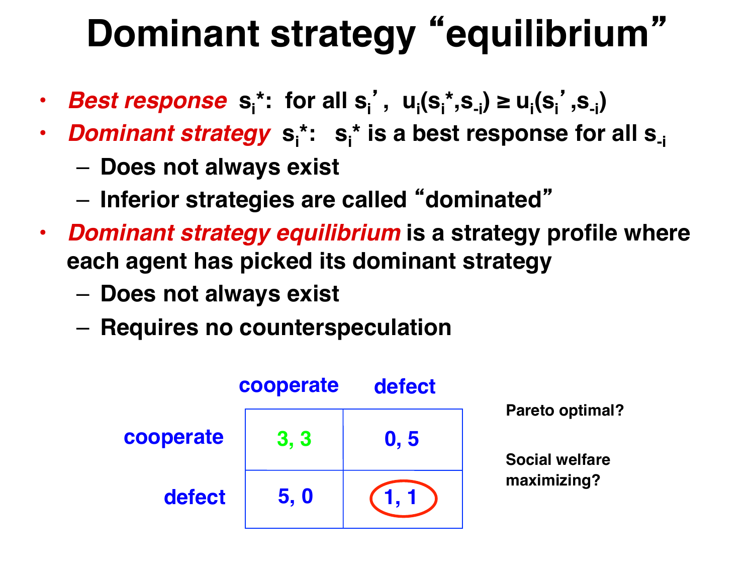# Dominant strategy "equilibrium"

- ***Best response*** $s_i^*$: for all $s_i'$, $u_i(s_i^*,s_{-i}) \geq u_i(s_i',s_{-i})$
- ***Dominant strategy*** $s_i^*$: $s_i^*$ is a best response for all $s_{-i}$
  - Does not always exist
  - Inferior strategies are called "dominated"
- ***Dominant strategy equilibrium*** is a strategy profile where each agent has picked its dominant strategy
  - Does not always exist
  - Requires no counterspeculation

| | cooperate | defect |
|---|---|---|
| **cooperate** | 3, 3 | 0, 5 |
| **defect** | 5, 0 | 1, 1 |

Pareto optimal?

Social welfare maximizing?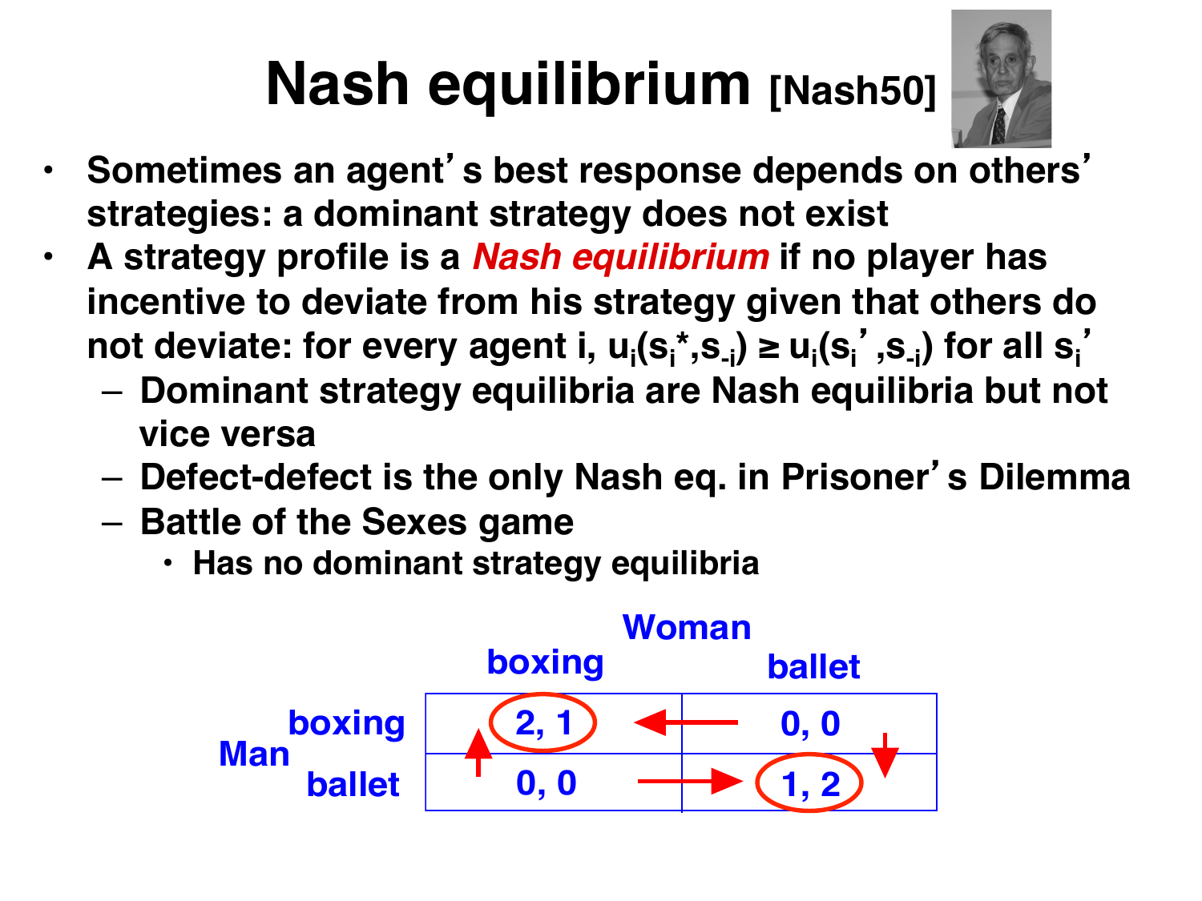# Nash equilibrium [Nash50]

- Sometimes an agent's best response depends on others' strategies: a dominant strategy does not exist
- A strategy profile is a ***Nash equilibrium*** if no player has incentive to deviate from his strategy given that others do not deviate: for every agent i, $u_i(s_i^*, s_{-i}) \geq u_i(s_i', s_{-i})$ for all $s_i'$
  - Dominant strategy equilibria are Nash equilibria but not vice versa
  - Defect-defect is the only Nash eq. in Prisoner's Dilemma
  - Battle of the Sexes game
    - Has no dominant strategy equilibria

| | | Woman: boxing | Woman: ballet |
|---|---|---|---|
| Man | boxing | 2, 1 | 0, 0 |
| | ballet | 0, 0 | 1, 2 |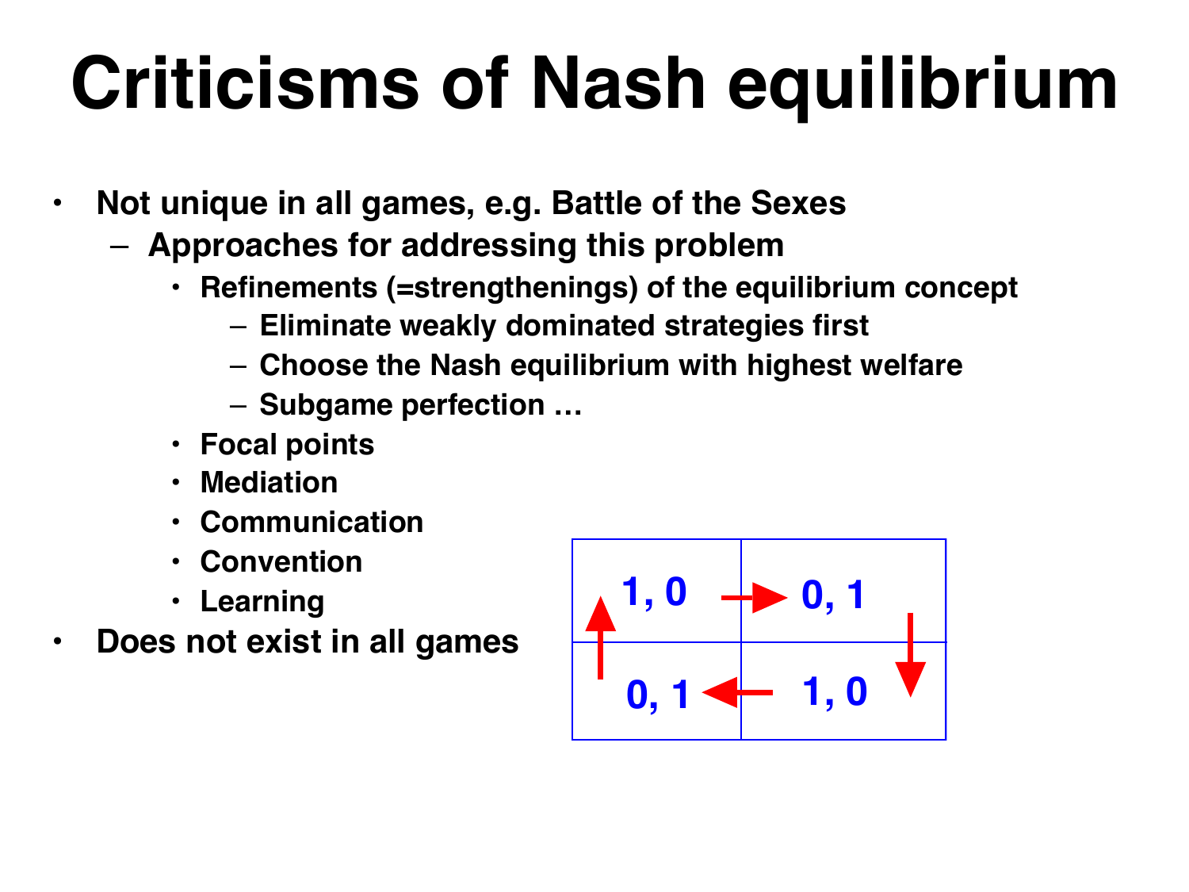# Criticisms of Nash equilibrium

- Not unique in all games, e.g. Battle of the Sexes
  - Approaches for addressing this problem
    - Refinements (=strengthenings) of the equilibrium concept
      - Eliminate weakly dominated strategies first
      - Choose the Nash equilibrium with highest welfare
      - Subgame perfection …
    - Focal points
    - Mediation
    - Communication
    - Convention
    - Learning
- Does not exist in all games

| | |
|---|---|
| 1, 0 | 0, 1 |
| 0, 1 | 1, 0 |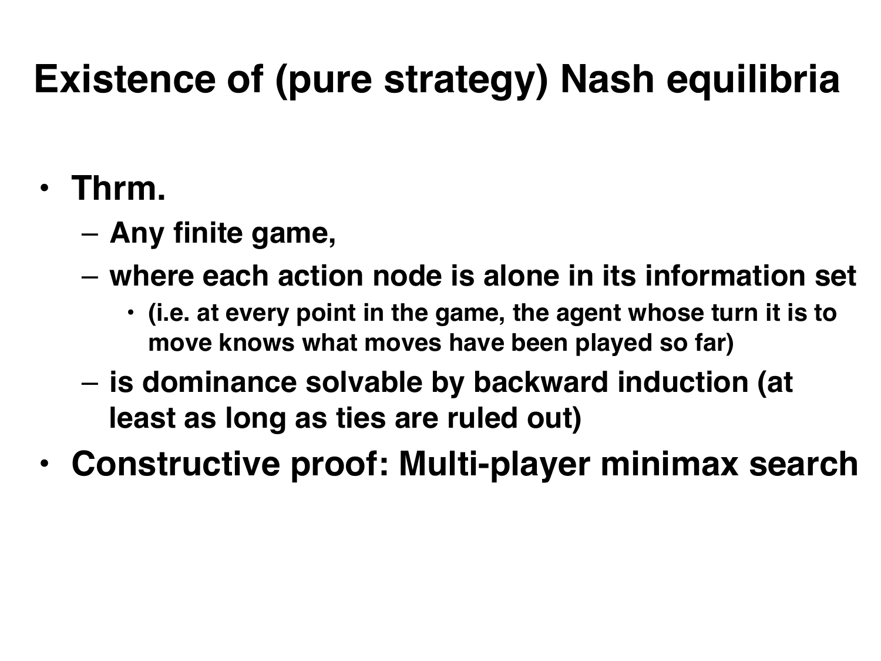# Existence of (pure strategy) Nash equilibria

- **Thrm.**
  - **Any finite game,**
  - **where each action node is alone in its information set**
    - **(i.e. at every point in the game, the agent whose turn it is to move knows what moves have been played so far)**
  - **is dominance solvable by backward induction (at least as long as ties are ruled out)**
- **Constructive proof: Multi-player minimax search**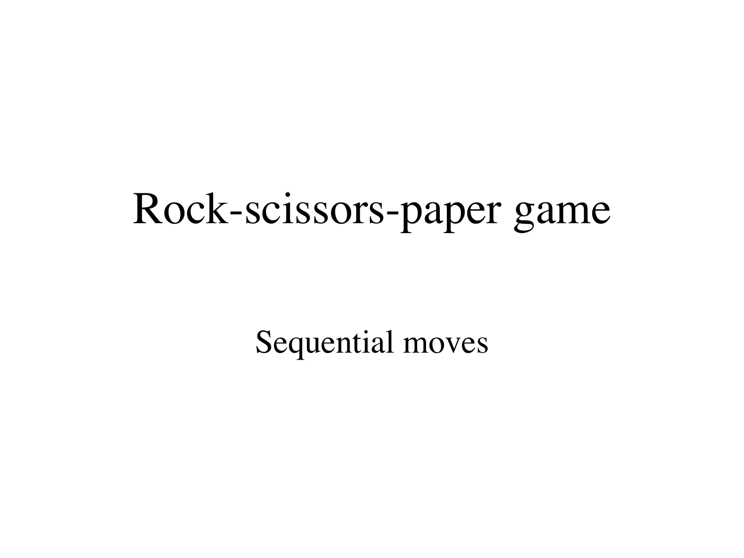# Rock-scissors-paper game

Sequential moves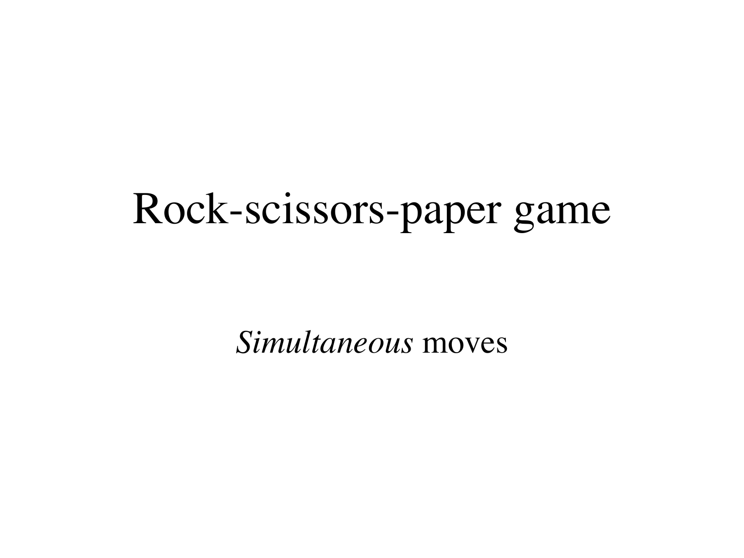# Rock-scissors-paper game

*Simultaneous* moves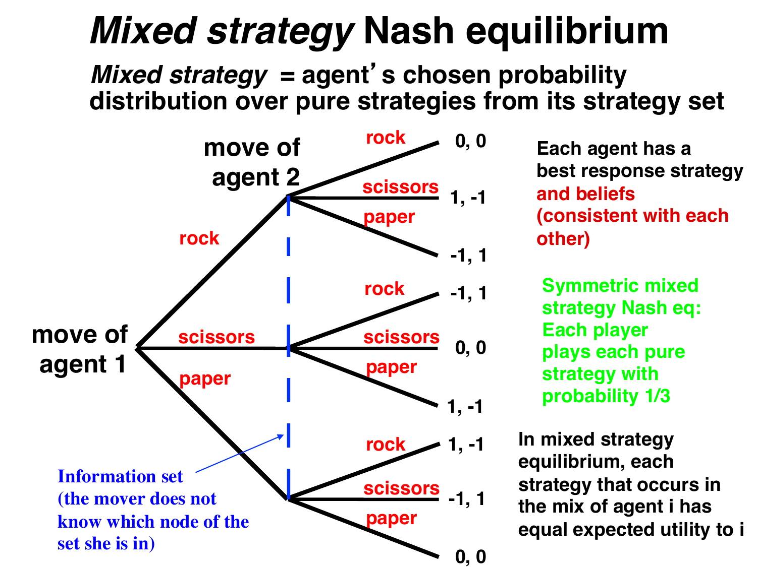# *Mixed strategy* Nash equilibrium

***Mixed strategy*** **= agent's chosen probability distribution over pure strategies from its strategy set**

move of agent 1

- rock → move of agent 2
  - rock: 0, 0
  - scissors: 1, -1
  - paper: -1, 1
- scissors → move of agent 2
  - rock: -1, 1
  - scissors: 0, 0
  - paper: 1, -1
- paper → move of agent 2
  - rock: 1, -1
  - scissors: -1, 1
  - paper: 0, 0

Information set (the mover does not know which node of the set she is in)

Each agent has a best response strategy and beliefs (consistent with each other)

Symmetric mixed strategy Nash eq: Each player plays each pure strategy with probability 1/3

In mixed strategy equilibrium, each strategy that occurs in the mix of agent i has equal expected utility to i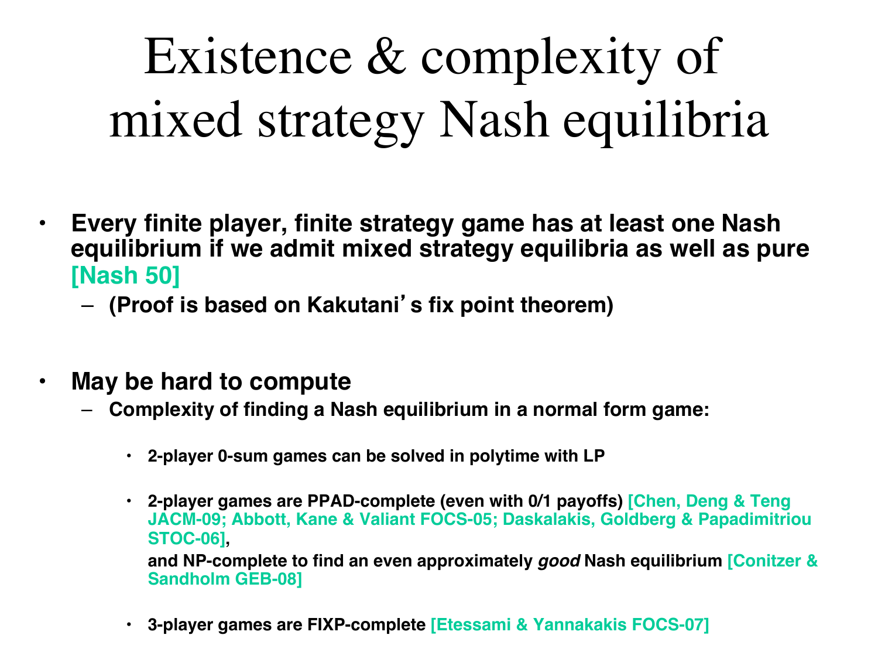# Existence & complexity of mixed strategy Nash equilibria

- **Every finite player, finite strategy game has at least one Nash equilibrium if we admit mixed strategy equilibria as well as pure [Nash 50]**
  - **(Proof is based on Kakutani's fix point theorem)**

- **May be hard to compute**
  - **Complexity of finding a Nash equilibrium in a normal form game:**
    - **2-player 0-sum games can be solved in polytime with LP**
    - **2-player games are PPAD-complete (even with 0/1 payoffs) [Chen, Deng & Teng JACM-09; Abbott, Kane & Valiant FOCS-05; Daskalakis, Goldberg & Papadimitriou STOC-06],**

      **and NP-complete to find an even approximately *good* Nash equilibrium [Conitzer & Sandholm GEB-08]**
    - **3-player games are FIXP-complete [Etessami & Yannakakis FOCS-07]**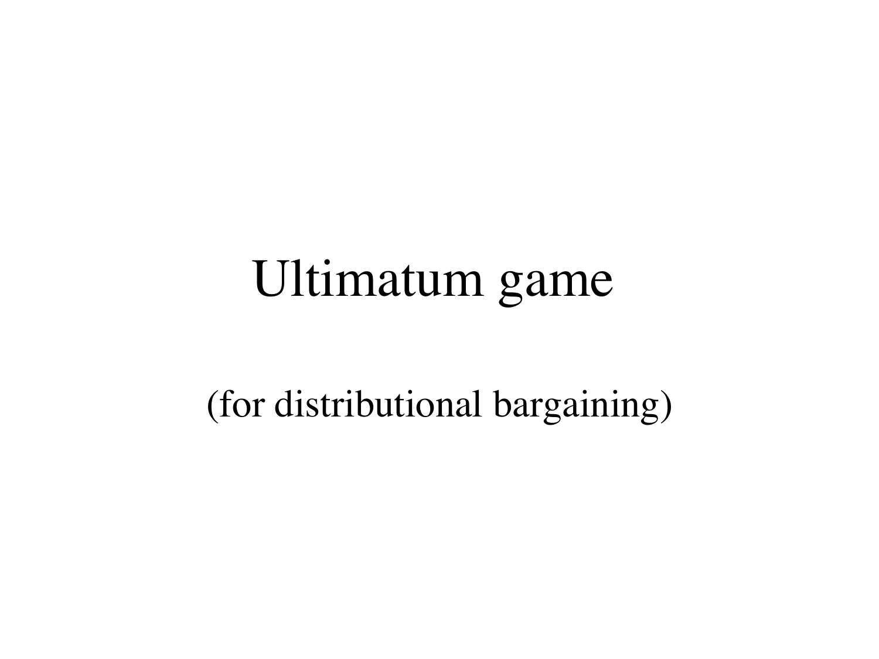# Ultimatum game

(for distributional bargaining)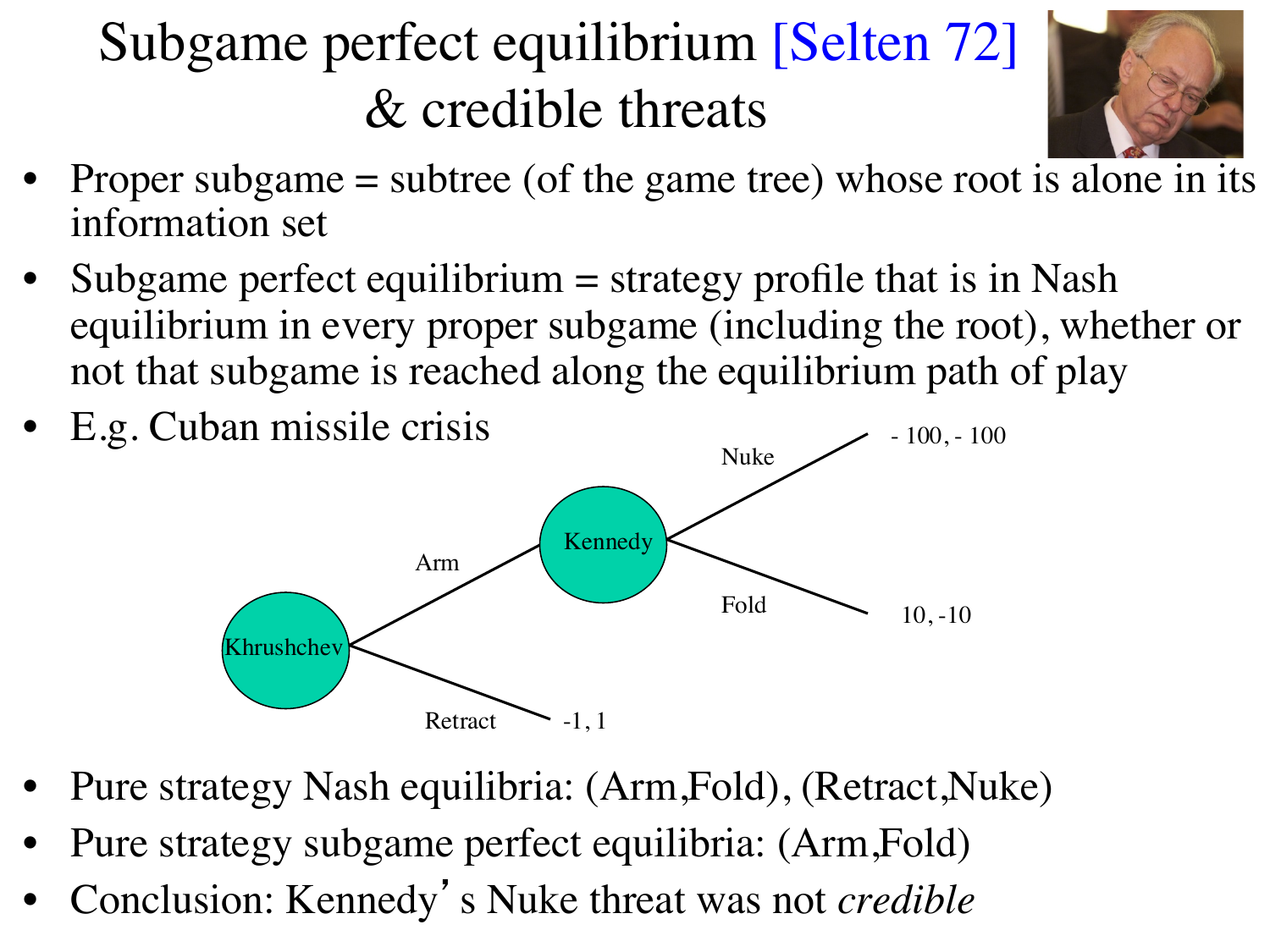# Subgame perfect equilibrium [Selten 72] & credible threats

- Proper subgame = subtree (of the game tree) whose root is alone in its information set
- Subgame perfect equilibrium = strategy profile that is in Nash equilibrium in every proper subgame (including the root), whether or not that subgame is reached along the equilibrium path of play
- E.g. Cuban missile crisis

Khrushchev: Arm → Kennedy; Retract → -1, 1

Kennedy: Nuke → - 100, - 100; Fold → 10, -10

- Pure strategy Nash equilibria: (Arm,Fold), (Retract,Nuke)
- Pure strategy subgame perfect equilibria: (Arm,Fold)
- Conclusion: Kennedy's Nuke threat was not *credible*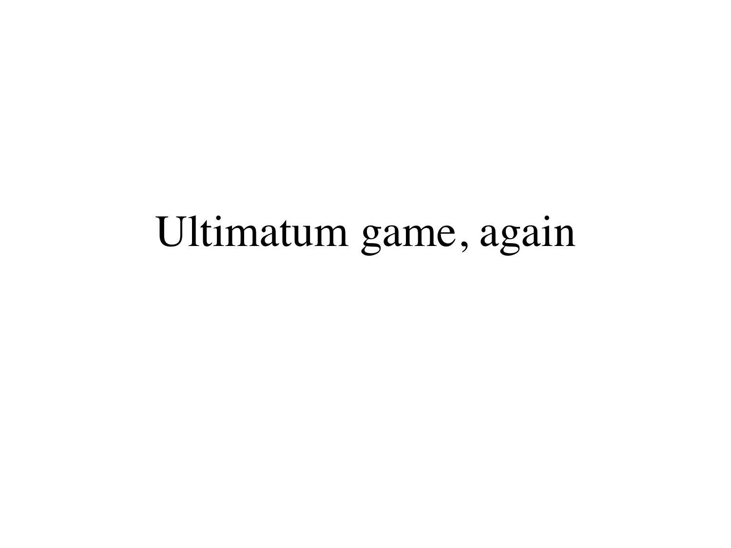# Ultimatum game, again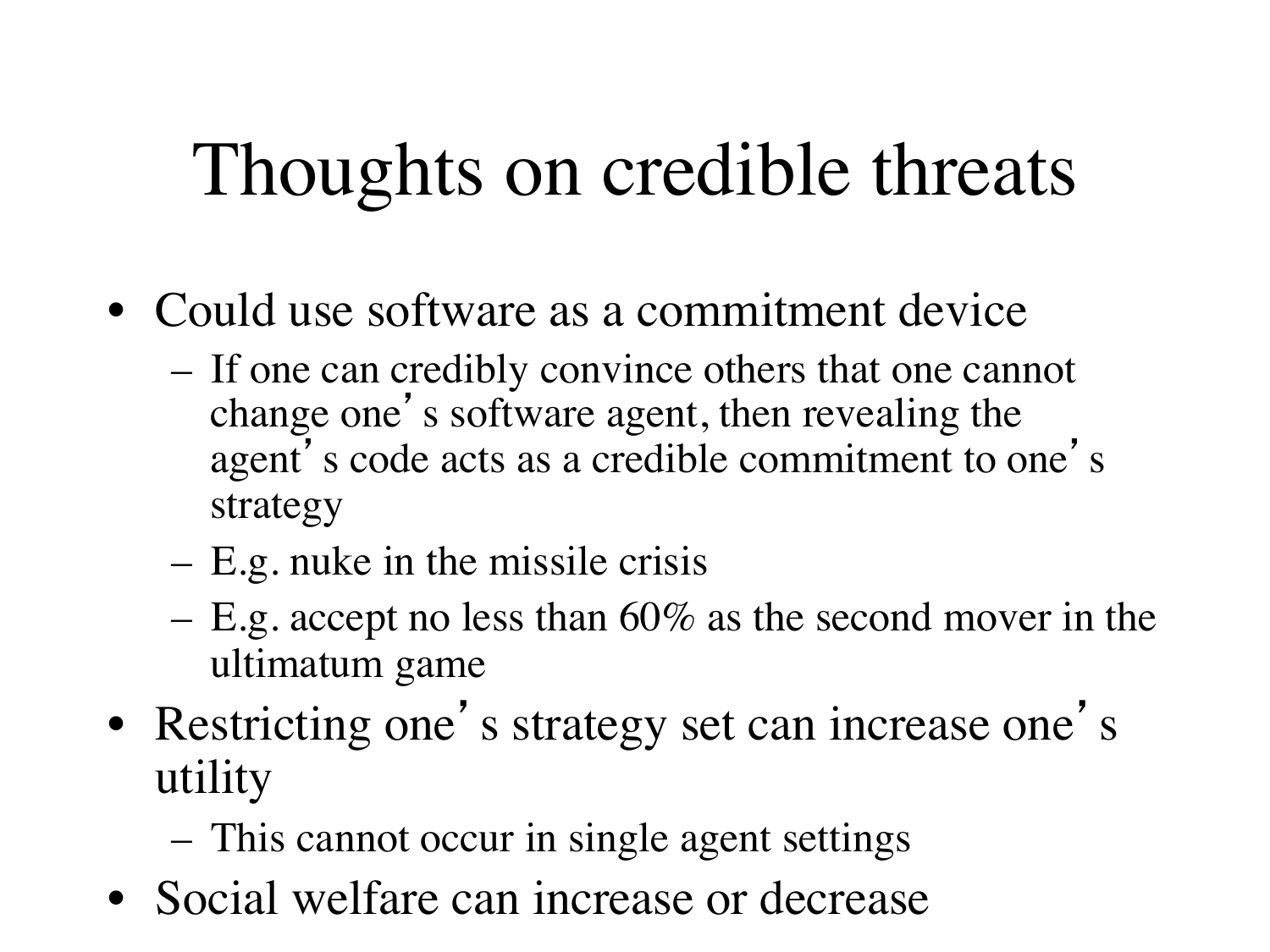# Thoughts on credible threats

- Could use software as a commitment device
  - If one can credibly convince others that one cannot change one's software agent, then revealing the agent's code acts as a credible commitment to one's strategy
  - E.g. nuke in the missile crisis
  - E.g. accept no less than 60% as the second mover in the ultimatum game
- Restricting one's strategy set can increase one's utility
  - This cannot occur in single agent settings
- Social welfare can increase or decrease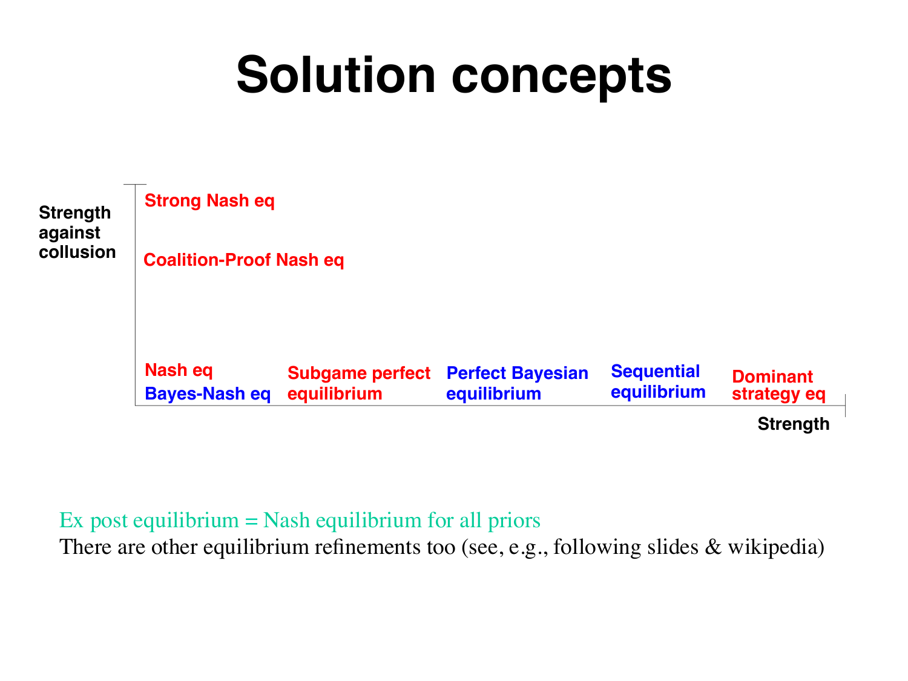# Solution concepts

Strength against collusion

Strong Nash eq

Coalition-Proof Nash eq

Nash eq
Bayes-Nash eq

Subgame perfect equilibrium

Perfect Bayesian equilibrium

Sequential equilibrium

Dominant strategy eq

Strength

Ex post equilibrium = Nash equilibrium for all priors

There are other equilibrium refinements too (see, e.g., following slides & wikipedia)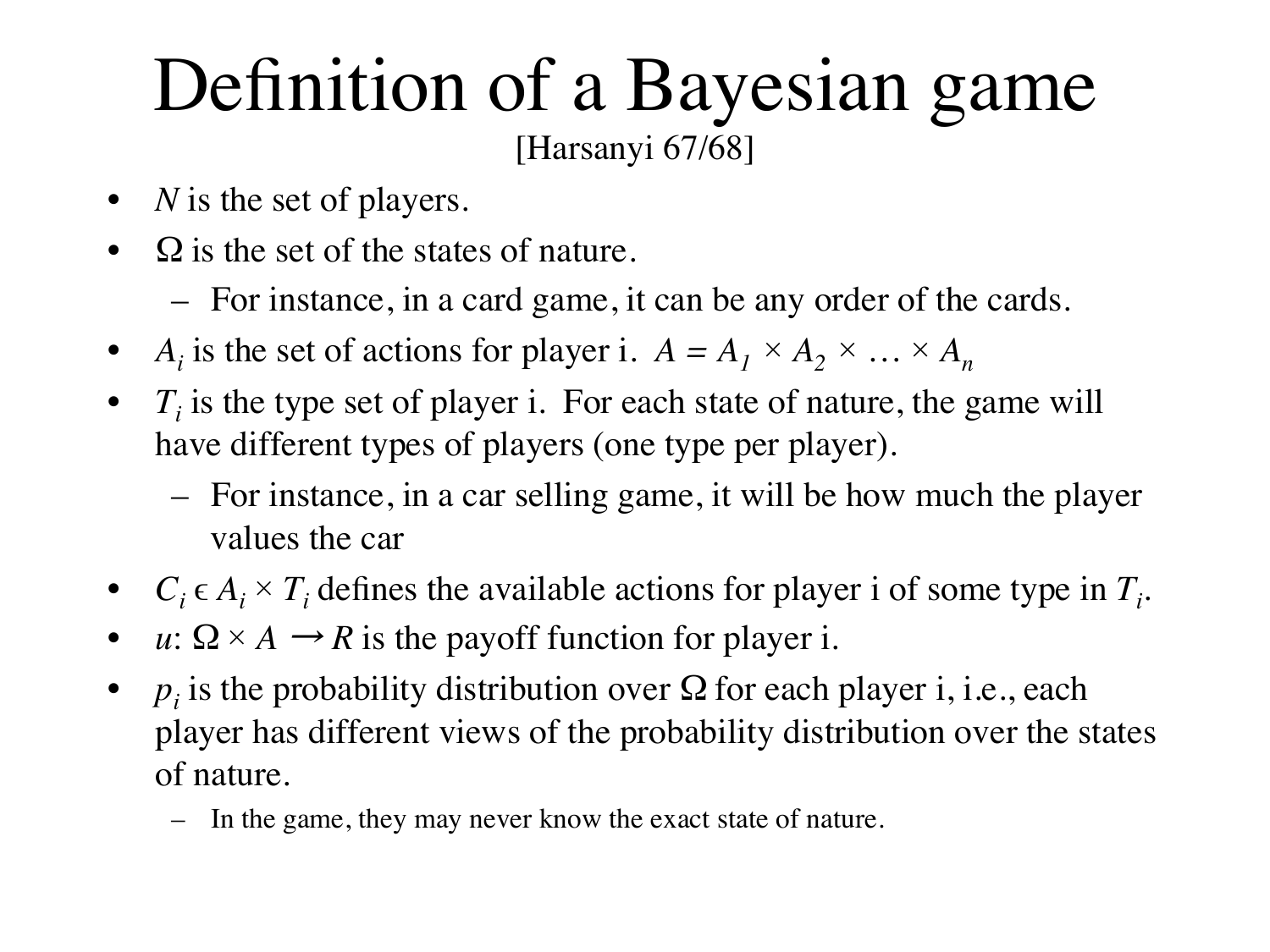# Definition of a Bayesian game

[Harsanyi 67/68]

- $N$ is the set of players.
- $\Omega$ is the set of the states of nature.
  - For instance, in a card game, it can be any order of the cards.
- $A_i$ is the set of actions for player i. $A = A_1 \times A_2 \times \ldots \times A_n$
- $T_i$ is the type set of player i. For each state of nature, the game will have different types of players (one type per player).
  - For instance, in a car selling game, it will be how much the player values the car
- $C_i \in A_i \times T_i$ defines the available actions for player i of some type in $T_i$.
- $u$: $\Omega \times A \rightarrow R$ is the payoff function for player i.
- $p_i$ is the probability distribution over $\Omega$ for each player i, i.e., each player has different views of the probability distribution over the states of nature.
  - In the game, they may never know the exact state of nature.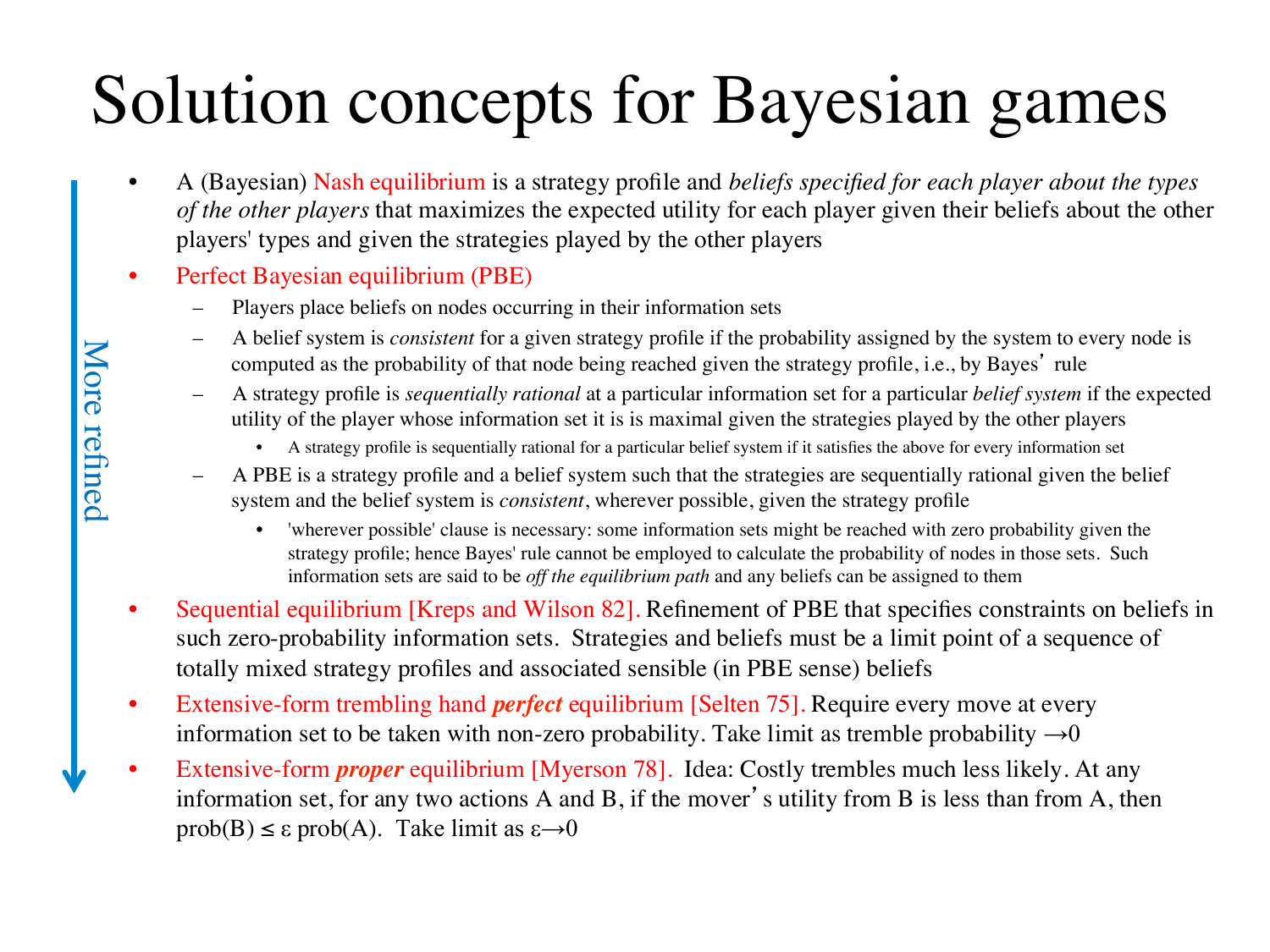# Solution concepts for Bayesian games

More refined ↓

- A (Bayesian) Nash equilibrium is a strategy profile and *beliefs specified for each player about the types of the other players* that maximizes the expected utility for each player given their beliefs about the other players' types and given the strategies played by the other players
- Perfect Bayesian equilibrium (PBE)
  - Players place beliefs on nodes occurring in their information sets
  - A belief system is *consistent* for a given strategy profile if the probability assigned by the system to every node is computed as the probability of that node being reached given the strategy profile, i.e., by Bayes' rule
  - A strategy profile is *sequentially rational* at a particular information set for a particular *belief system* if the expected utility of the player whose information set it is is maximal given the strategies played by the other players
    - A strategy profile is sequentially rational for a particular belief system if it satisfies the above for every information set
  - A PBE is a strategy profile and a belief system such that the strategies are sequentially rational given the belief system and the belief system is *consistent*, wherever possible, given the strategy profile
    - 'wherever possible' clause is necessary: some information sets might be reached with zero probability given the strategy profile; hence Bayes' rule cannot be employed to calculate the probability of nodes in those sets. Such information sets are said to be *off the equilibrium path* and any beliefs can be assigned to them
- Sequential equilibrium [Kreps and Wilson 82]. Refinement of PBE that specifies constraints on beliefs in such zero-probability information sets. Strategies and beliefs must be a limit point of a sequence of totally mixed strategy profiles and associated sensible (in PBE sense) beliefs
- Extensive-form trembling hand ***perfect*** equilibrium [Selten 75]. Require every move at every information set to be taken with non-zero probability. Take limit as tremble probability $\rightarrow 0$
- Extensive-form ***proper*** equilibrium [Myerson 78]. Idea: Costly trembles much less likely. At any information set, for any two actions A and B, if the mover's utility from B is less than from A, then prob(B) $\leq \varepsilon$ prob(A). Take limit as $\varepsilon \rightarrow 0$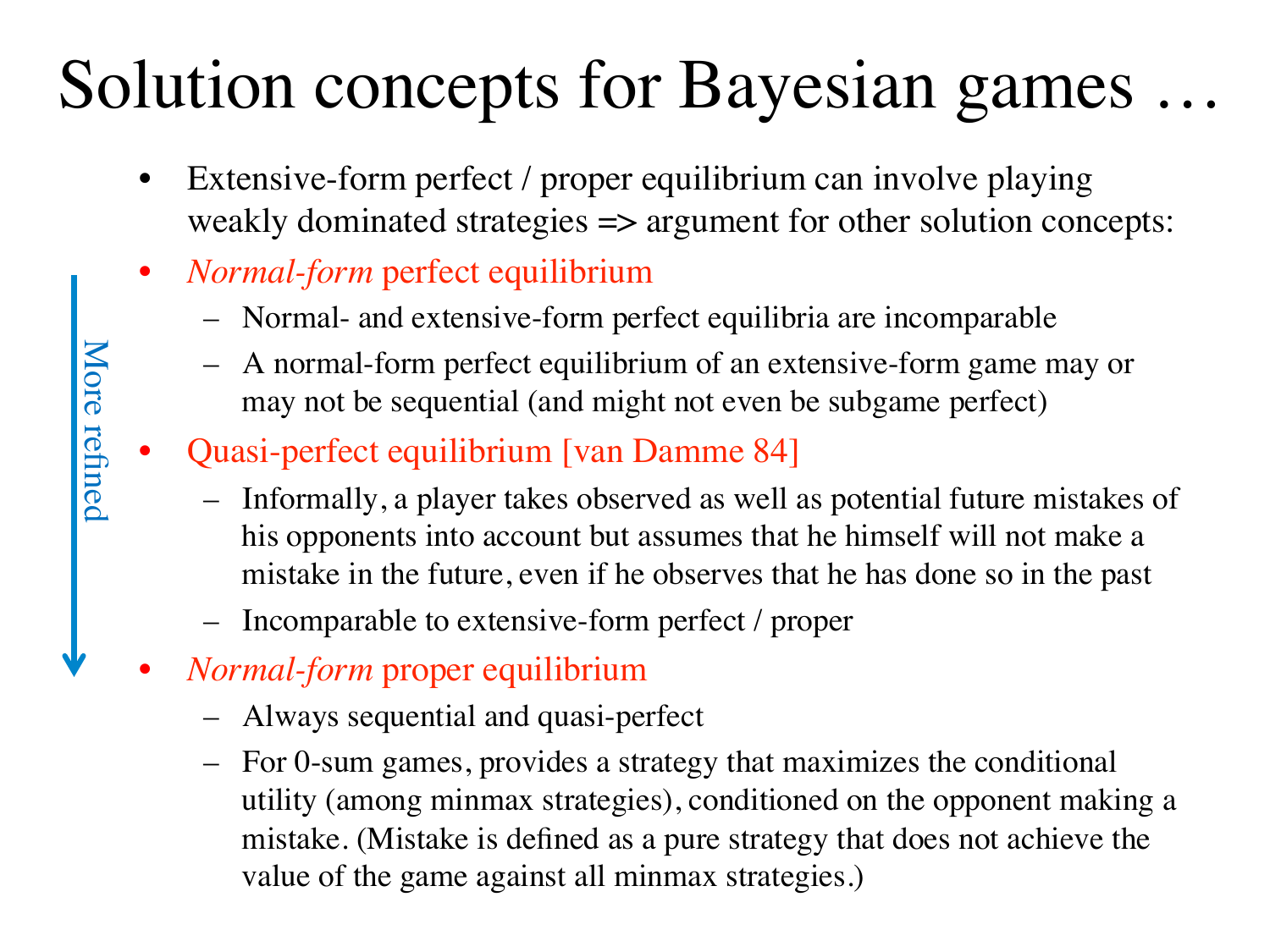# Solution concepts for Bayesian games …

- Extensive-form perfect / proper equilibrium can involve playing weakly dominated strategies => argument for other solution concepts:
- *Normal-form* perfect equilibrium
  - Normal- and extensive-form perfect equilibria are incomparable
  - A normal-form perfect equilibrium of an extensive-form game may or may not be sequential (and might not even be subgame perfect)
- Quasi-perfect equilibrium [van Damme 84]
  - Informally, a player takes observed as well as potential future mistakes of his opponents into account but assumes that he himself will not make a mistake in the future, even if he observes that he has done so in the past
  - Incomparable to extensive-form perfect / proper
- *Normal-form* proper equilibrium
  - Always sequential and quasi-perfect
  - For 0-sum games, provides a strategy that maximizes the conditional utility (among minmax strategies), conditioned on the opponent making a mistake. (Mistake is defined as a pure strategy that does not achieve the value of the game against all minmax strategies.)

More refined